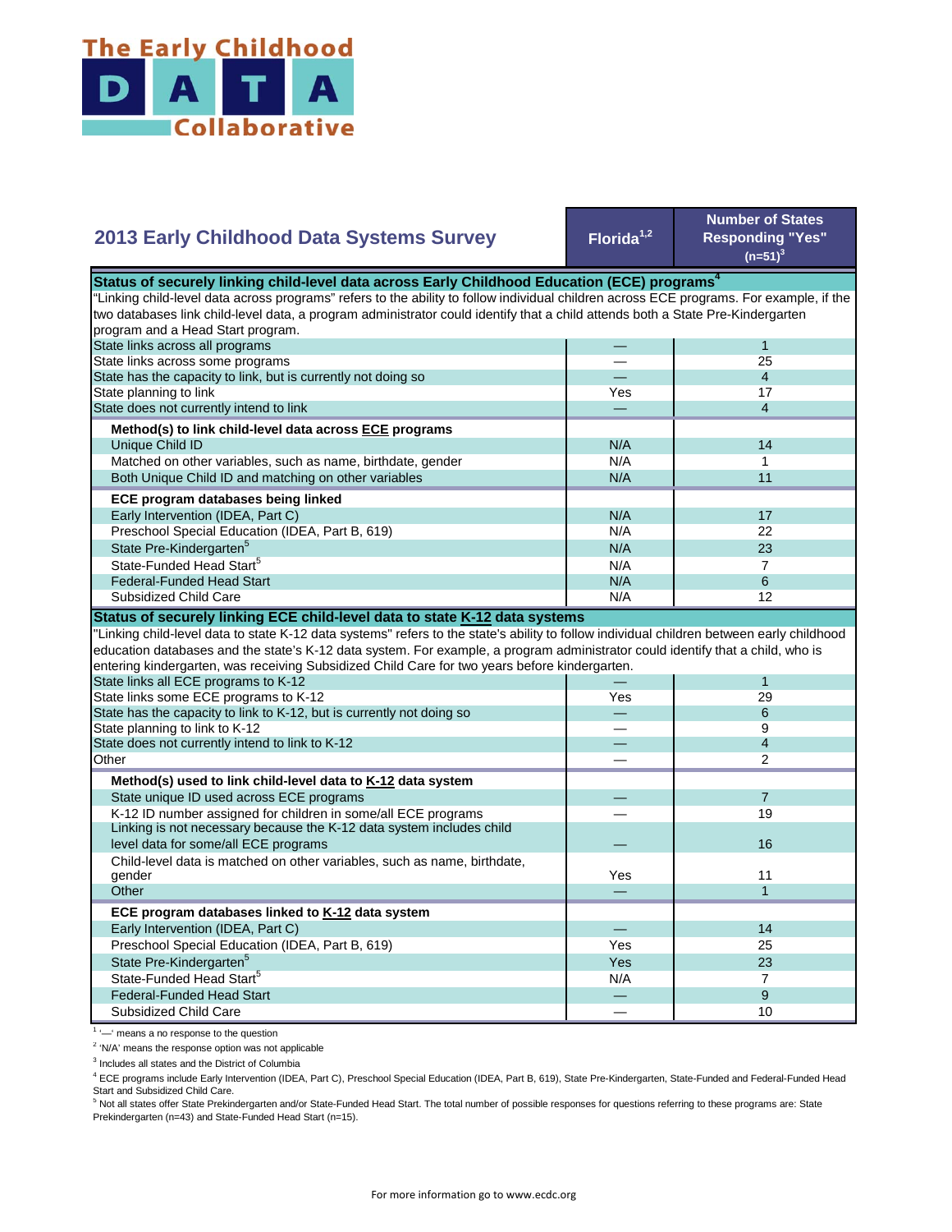# The Early Childhood DATA Collaborative

## 2013 Early Childhood Data Systems Survey

| 2013 Early Childhood Data Systems Survey | Florida[1,2] | Number of States Responding "Yes" (n=51)[3] |
|---|---|---|
| **Status of securely linking child-level data across Early Childhood Education (ECE) programs[4]** | | |
| "Linking child-level data across programs" refers to the ability to follow individual children across ECE programs. For example, if the two databases link child-level data, a program administrator could identify that a child attends both a State Pre-Kindergarten program and a Head Start program. | | |
| State links across all programs | — | 1 |
| State links across some programs | — | 25 |
| State has the capacity to link, but is currently not doing so | — | 4 |
| State planning to link | Yes | 17 |
| State does not currently intend to link | — | 4 |
| **Method(s) to link child-level data across ECE programs** | | |
| Unique Child ID | N/A | 14 |
| Matched on other variables, such as name, birthdate, gender | N/A | 1 |
| Both Unique Child ID and matching on other variables | N/A | 11 |
| **ECE program databases being linked** | | |
| Early Intervention (IDEA, Part C) | N/A | 17 |
| Preschool Special Education (IDEA, Part B, 619) | N/A | 22 |
| State Pre-Kindergarten[5] | N/A | 23 |
| State-Funded Head Start[5] | N/A | 7 |
| Federal-Funded Head Start | N/A | 6 |
| Subsidized Child Care | N/A | 12 |
| **Status of securely linking ECE child-level data to state K-12 data systems** | | |
| "Linking child-level data to state K-12 data systems" refers to the state's ability to follow individual children between early childhood education databases and the state's K-12 data system. For example, a program administrator could identify that a child, who is entering kindergarten, was receiving Subsidized Child Care for two years before kindergarten. | | |
| State links all ECE programs to K-12 | — | 1 |
| State links some ECE programs to K-12 | Yes | 29 |
| State has the capacity to link to K-12, but is currently not doing so | — | 6 |
| State planning to link to K-12 | — | 9 |
| State does not currently intend to link to K-12 | — | 4 |
| Other | — | 2 |
| **Method(s) used to link child-level data to K-12 data system** | | |
| State unique ID used across ECE programs | — | 7 |
| K-12 ID number assigned for children in some/all ECE programs | — | 19 |
| Linking is not necessary because the K-12 data system includes child level data for some/all ECE programs | — | 16 |
| Child-level data is matched on other variables, such as name, birthdate, gender | Yes | 11 |
| Other | — | 1 |
| **ECE program databases linked to K-12 data system** | | |
| Early Intervention (IDEA, Part C) | — | 14 |
| Preschool Special Education (IDEA, Part B, 619) | Yes | 25 |
| State Pre-Kindergarten[5] | Yes | 23 |
| State-Funded Head Start[5] | N/A | 7 |
| Federal-Funded Head Start | — | 9 |
| Subsidized Child Care | — | 10 |

[1] '—' means a no response to the question

[2] 'N/A' means the response option was not applicable

[3] Includes all states and the District of Columbia

[4] ECE programs include Early Intervention (IDEA, Part C), Preschool Special Education (IDEA, Part B, 619), State Pre-Kindergarten, State-Funded and Federal-Funded Head Start and Subsidized Child Care.

[5] Not all states offer State Prekindergarten and/or State-Funded Head Start. The total number of possible responses for questions referring to these programs are: State Prekindergarten (n=43) and State-Funded Head Start (n=15).

For more information go to www.ecdc.org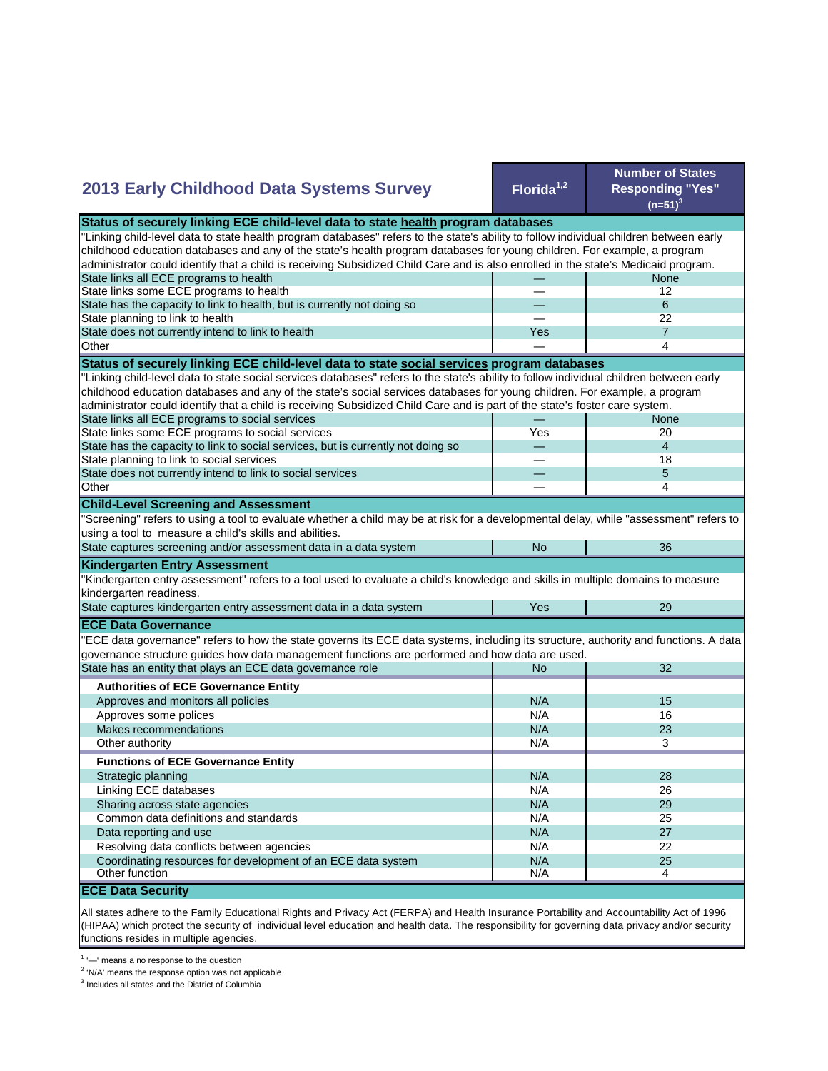| 2013 Early Childhood Data Systems Survey | Florida[1,2] | Number of States Responding "Yes" (n=51)[3] |
|---|---|---|
| **Status of securely linking ECE child-level data to state health program databases** | | |
| "Linking child-level data to state health program databases" refers to the state's ability to follow individual children between early childhood education databases and any of the state's health program databases for young children. For example, a program administrator could identify that a child is receiving Subsidized Child Care and is also enrolled in the state's Medicaid program. | | |
| State links all ECE programs to health | — | None |
| State links some ECE programs to health | — | 12 |
| State has the capacity to link to health, but is currently not doing so | — | 6 |
| State planning to link to health | — | 22 |
| State does not currently intend to link to health | Yes | 7 |
| Other | — | 4 |
| **Status of securely linking ECE child-level data to state social services program databases** | | |
| "Linking child-level data to state social services databases" refers to the state's ability to follow individual children between early childhood education databases and any of the state's social services databases for young children. For example, a program administrator could identify that a child is receiving Subsidized Child Care and is part of the state's foster care system. | | |
| State links all ECE programs to social services | — | None |
| State links some ECE programs to social services | Yes | 20 |
| State has the capacity to link to social services, but is currently not doing so | — | 4 |
| State planning to link to social services | — | 18 |
| State does not currently intend to link to social services | — | 5 |
| Other | — | 4 |
| **Child-Level Screening and Assessment** | | |
| "Screening" refers to using a tool to evaluate whether a child may be at risk for a developmental delay, while "assessment" refers to using a tool to measure a child's skills and abilities. | | |
| State captures screening and/or assessment data in a data system | No | 36 |
| **Kindergarten Entry Assessment** | | |
| "Kindergarten entry assessment" refers to a tool used to evaluate a child's knowledge and skills in multiple domains to measure kindergarten readiness. | | |
| State captures kindergarten entry assessment data in a data system | Yes | 29 |
| **ECE Data Governance** | | |
| "ECE data governance" refers to how the state governs its ECE data systems, including its structure, authority and functions. A data governance structure guides how data management functions are performed and how data are used. | | |
| State has an entity that plays an ECE data governance role | No | 32 |
| **Authorities of ECE Governance Entity** | | |
| Approves and monitors all policies | N/A | 15 |
| Approves some polices | N/A | 16 |
| Makes recommendations | N/A | 23 |
| Other authority | N/A | 3 |
| **Functions of ECE Governance Entity** | | |
| Strategic planning | N/A | 28 |
| Linking ECE databases | N/A | 26 |
| Sharing across state agencies | N/A | 29 |
| Common data definitions and standards | N/A | 25 |
| Data reporting and use | N/A | 27 |
| Resolving data conflicts between agencies | N/A | 22 |
| Coordinating resources for development of an ECE data system | N/A | 25 |
| Other function | N/A | 4 |
| **ECE Data Security** | | |
| All states adhere to the Family Educational Rights and Privacy Act (FERPA) and Health Insurance Portability and Accountability Act of 1996 (HIPAA) which protect the security of individual level education and health data. The responsibility for governing data privacy and/or security functions resides in multiple agencies. | | |

[1] '—' means a no response to the question

[2] 'N/A' means the response option was not applicable

[3] Includes all states and the District of Columbia